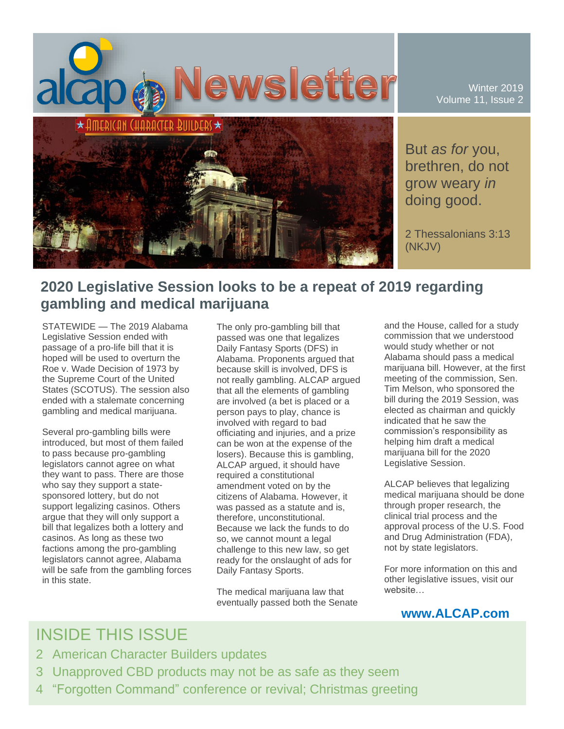# alcap Newsletter

AMERICAN CHARACTER BUILDERS

Winter 2019
Volume 11, Issue 2

But *as for* you, brethren, do not grow weary *in* doing good.

2 Thessalonians 3:13 (NKJV)

## 2020 Legislative Session looks to be a repeat of 2019 regarding gambling and medical marijuana

STATEWIDE — The 2019 Alabama Legislative Session ended with passage of a pro-life bill that it is hoped will be used to overturn the Roe v. Wade Decision of 1973 by the Supreme Court of the United States (SCOTUS). The session also ended with a stalemate concerning gambling and medical marijuana.

Several pro-gambling bills were introduced, but most of them failed to pass because pro-gambling legislators cannot agree on what they want to pass. There are those who say they support a state-sponsored lottery, but do not support legalizing casinos. Others argue that they will only support a bill that legalizes both a lottery and casinos. As long as these two factions among the pro-gambling legislators cannot agree, Alabama will be safe from the gambling forces in this state.

The only pro-gambling bill that passed was one that legalizes Daily Fantasy Sports (DFS) in Alabama. Proponents argued that because skill is involved, DFS is not really gambling. ALCAP argued that all the elements of gambling are involved (a bet is placed or a person pays to play, chance is involved with regard to bad officiating and injuries, and a prize can be won at the expense of the losers). Because this is gambling, ALCAP argued, it should have required a constitutional amendment voted on by the citizens of Alabama. However, it was passed as a statute and is, therefore, unconstitutional. Because we lack the funds to do so, we cannot mount a legal challenge to this new law, so get ready for the onslaught of ads for Daily Fantasy Sports.

The medical marijuana law that eventually passed both the Senate and the House, called for a study commission that we understood would study whether or not Alabama should pass a medical marijuana bill. However, at the first meeting of the commission, Sen. Tim Melson, who sponsored the bill during the 2019 Session, was elected as chairman and quickly indicated that he saw the commission's responsibility as helping him draft a medical marijuana bill for the 2020 Legislative Session.

ALCAP believes that legalizing medical marijuana should be done through proper research, the clinical trial process and the approval process of the U.S. Food and Drug Administration (FDA), not by state legislators.

For more information on this and other legislative issues, visit our website…

**www.ALCAP.com**

## INSIDE THIS ISSUE

2 American Character Builders updates

3 Unapproved CBD products may not be as safe as they seem

4 "Forgotten Command" conference or revival; Christmas greeting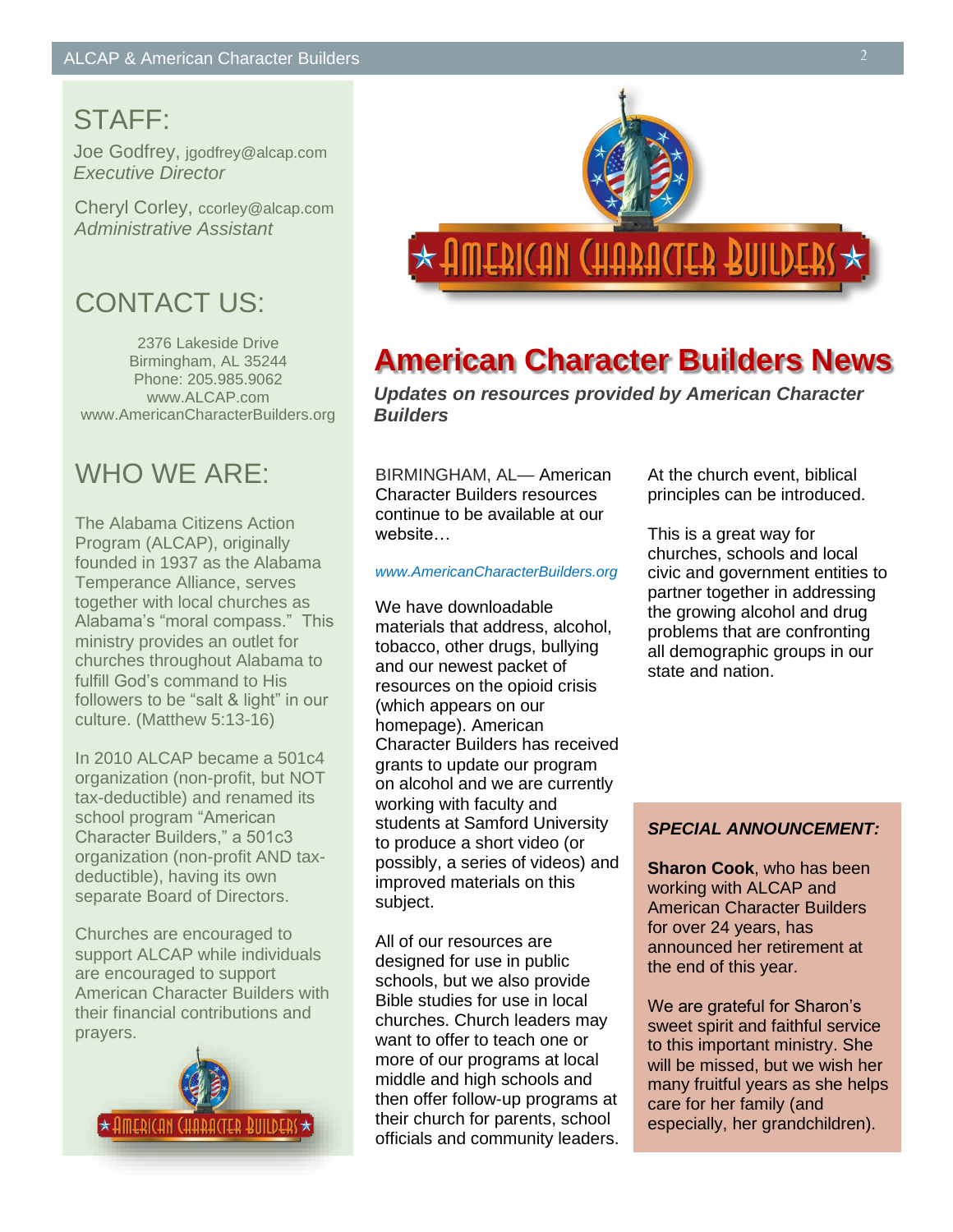## STAFF:

Joe Godfrey, jgodfrey@alcap.com
*Executive Director*

Cheryl Corley, ccorley@alcap.com
*Administrative Assistant*

## CONTACT US:

2376 Lakeside Drive
Birmingham, AL 35244
Phone: 205.985.9062
www.ALCAP.com
www.AmericanCharacterBuilders.org

## WHO WE ARE:

The Alabama Citizens Action Program (ALCAP), originally founded in 1937 as the Alabama Temperance Alliance, serves together with local churches as Alabama's "moral compass." This ministry provides an outlet for churches throughout Alabama to fulfill God's command to His followers to be "salt & light" in our culture. (Matthew 5:13-16)

In 2010 ALCAP became a 501c4 organization (non-profit, but NOT tax-deductible) and renamed its school program "American Character Builders," a 501c3 organization (non-profit AND tax-deductible), having its own separate Board of Directors.

Churches are encouraged to support ALCAP while individuals are encouraged to support American Character Builders with their financial contributions and prayers.

# American Character Builders News

***Updates on resources provided by American Character Builders***

BIRMINGHAM, AL— American Character Builders resources continue to be available at our website…

*www.AmericanCharacterBuilders.org*

We have downloadable materials that address, alcohol, tobacco, other drugs, bullying and our newest packet of resources on the opioid crisis (which appears on our homepage). American Character Builders has received grants to update our program on alcohol and we are currently working with faculty and students at Samford University to produce a short video (or possibly, a series of videos) and improved materials on this subject.

All of our resources are designed for use in public schools, but we also provide Bible studies for use in local churches. Church leaders may want to offer to teach one or more of our programs at local middle and high schools and then offer follow-up programs at their church for parents, school officials and community leaders. At the church event, biblical principles can be introduced.

This is a great way for churches, schools and local civic and government entities to partner together in addressing the growing alcohol and drug problems that are confronting all demographic groups in our state and nation.

***SPECIAL ANNOUNCEMENT:***

**Sharon Cook**, who has been working with ALCAP and American Character Builders for over 24 years, has announced her retirement at the end of this year.

We are grateful for Sharon's sweet spirit and faithful service to this important ministry. She will be missed, but we wish her many fruitful years as she helps care for her family (and especially, her grandchildren).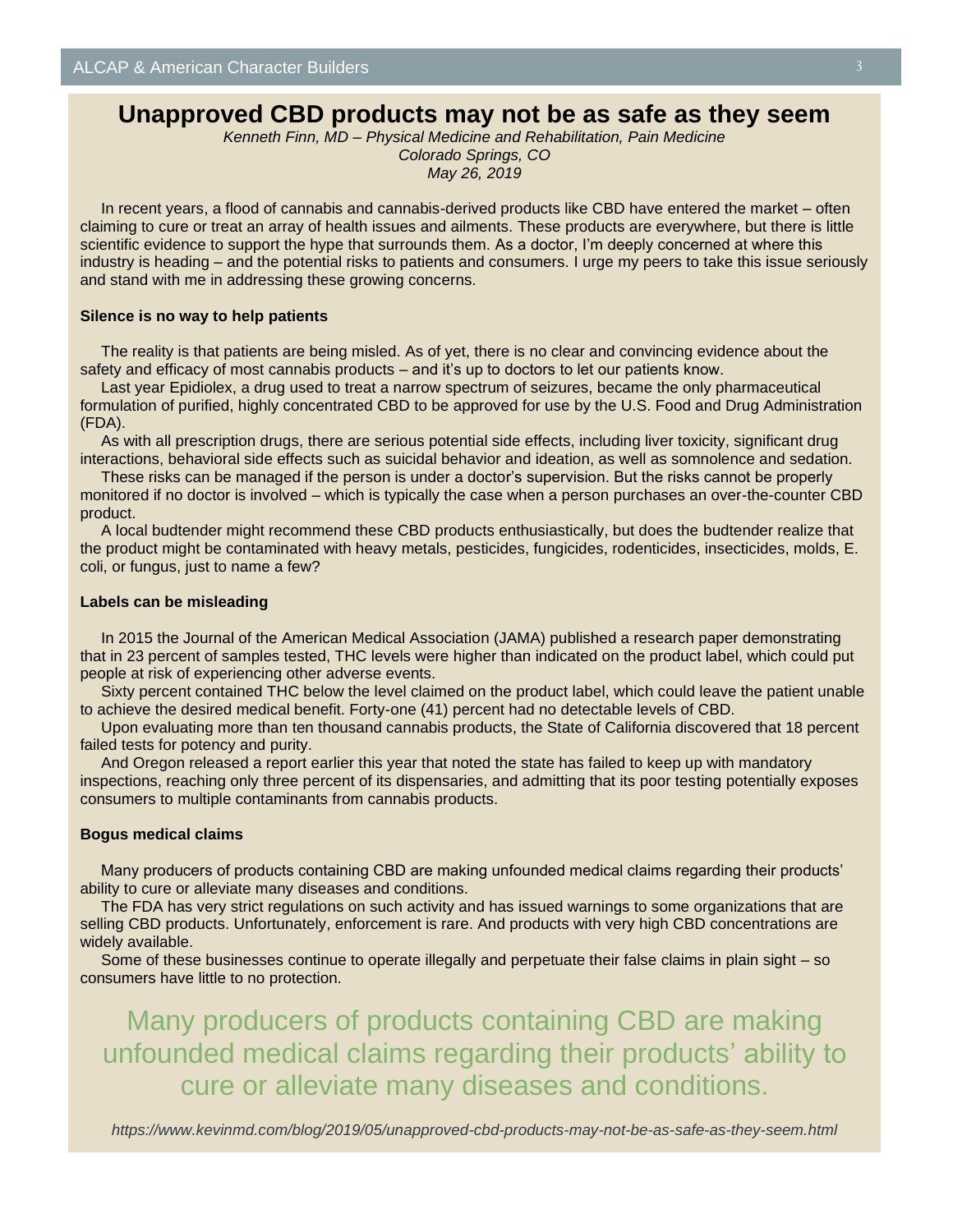# Unapproved CBD products may not be as safe as they seem

*Kenneth Finn, MD – Physical Medicine and Rehabilitation, Pain Medicine*
*Colorado Springs, CO*
*May 26, 2019*

In recent years, a flood of cannabis and cannabis-derived products like CBD have entered the market – often claiming to cure or treat an array of health issues and ailments. These products are everywhere, but there is little scientific evidence to support the hype that surrounds them. As a doctor, I'm deeply concerned at where this industry is heading – and the potential risks to patients and consumers. I urge my peers to take this issue seriously and stand with me in addressing these growing concerns.

**Silence is no way to help patients**

The reality is that patients are being misled. As of yet, there is no clear and convincing evidence about the safety and efficacy of most cannabis products – and it's up to doctors to let our patients know.

Last year Epidiolex, a drug used to treat a narrow spectrum of seizures, became the only pharmaceutical formulation of purified, highly concentrated CBD to be approved for use by the U.S. Food and Drug Administration (FDA).

As with all prescription drugs, there are serious potential side effects, including liver toxicity, significant drug interactions, behavioral side effects such as suicidal behavior and ideation, as well as somnolence and sedation.

These risks can be managed if the person is under a doctor's supervision. But the risks cannot be properly monitored if no doctor is involved – which is typically the case when a person purchases an over-the-counter CBD product.

A local budtender might recommend these CBD products enthusiastically, but does the budtender realize that the product might be contaminated with heavy metals, pesticides, fungicides, rodenticides, insecticides, molds, E. coli, or fungus, just to name a few?

**Labels can be misleading**

In 2015 the Journal of the American Medical Association (JAMA) published a research paper demonstrating that in 23 percent of samples tested, THC levels were higher than indicated on the product label, which could put people at risk of experiencing other adverse events.

Sixty percent contained THC below the level claimed on the product label, which could leave the patient unable to achieve the desired medical benefit. Forty-one (41) percent had no detectable levels of CBD.

Upon evaluating more than ten thousand cannabis products, the State of California discovered that 18 percent failed tests for potency and purity.

And Oregon released a report earlier this year that noted the state has failed to keep up with mandatory inspections, reaching only three percent of its dispensaries, and admitting that its poor testing potentially exposes consumers to multiple contaminants from cannabis products.

**Bogus medical claims**

Many producers of products containing CBD are making unfounded medical claims regarding their products' ability to cure or alleviate many diseases and conditions.

The FDA has very strict regulations on such activity and has issued warnings to some organizations that are selling CBD products. Unfortunately, enforcement is rare. And products with very high CBD concentrations are widely available.

Some of these businesses continue to operate illegally and perpetuate their false claims in plain sight – so consumers have little to no protection.

> Many producers of products containing CBD are making unfounded medical claims regarding their products' ability to cure or alleviate many diseases and conditions.

*https://www.kevinmd.com/blog/2019/05/unapproved-cbd-products-may-not-be-as-safe-as-they-seem.html*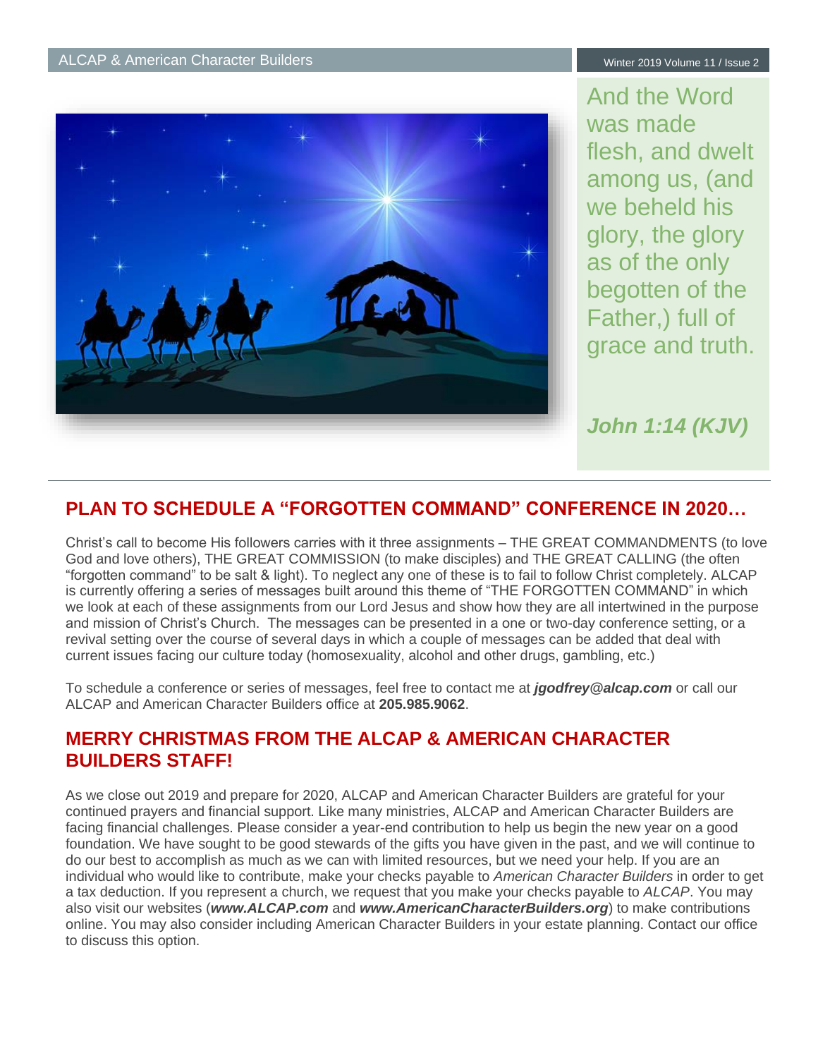And the Word was made flesh, and dwelt among us, (and we beheld his glory, the glory as of the only begotten of the Father,) full of grace and truth.

***John 1:14 (KJV)***

---

## PLAN TO SCHEDULE A "FORGOTTEN COMMAND" CONFERENCE IN 2020…

Christ's call to become His followers carries with it three assignments – THE GREAT COMMANDMENTS (to love God and love others), THE GREAT COMMISSION (to make disciples) and THE GREAT CALLING (the often "forgotten command" to be salt & light). To neglect any one of these is to fail to follow Christ completely. ALCAP is currently offering a series of messages built around this theme of "THE FORGOTTEN COMMAND" in which we look at each of these assignments from our Lord Jesus and show how they are all intertwined in the purpose and mission of Christ's Church. The messages can be presented in a one or two-day conference setting, or a revival setting over the course of several days in which a couple of messages can be added that deal with current issues facing our culture today (homosexuality, alcohol and other drugs, gambling, etc.)

To schedule a conference or series of messages, feel free to contact me at ***jgodfrey@alcap.com*** or call our ALCAP and American Character Builders office at **205.985.9062**.

## MERRY CHRISTMAS FROM THE ALCAP & AMERICAN CHARACTER BUILDERS STAFF!

As we close out 2019 and prepare for 2020, ALCAP and American Character Builders are grateful for your continued prayers and financial support. Like many ministries, ALCAP and American Character Builders are facing financial challenges. Please consider a year-end contribution to help us begin the new year on a good foundation. We have sought to be good stewards of the gifts you have given in the past, and we will continue to do our best to accomplish as much as we can with limited resources, but we need your help. If you are an individual who would like to contribute, make your checks payable to *American Character Builders* in order to get a tax deduction. If you represent a church, we request that you make your checks payable to *ALCAP*. You may also visit our websites (***www.ALCAP.com*** and ***www.AmericanCharacterBuilders.org***) to make contributions online. You may also consider including American Character Builders in your estate planning. Contact our office to discuss this option.